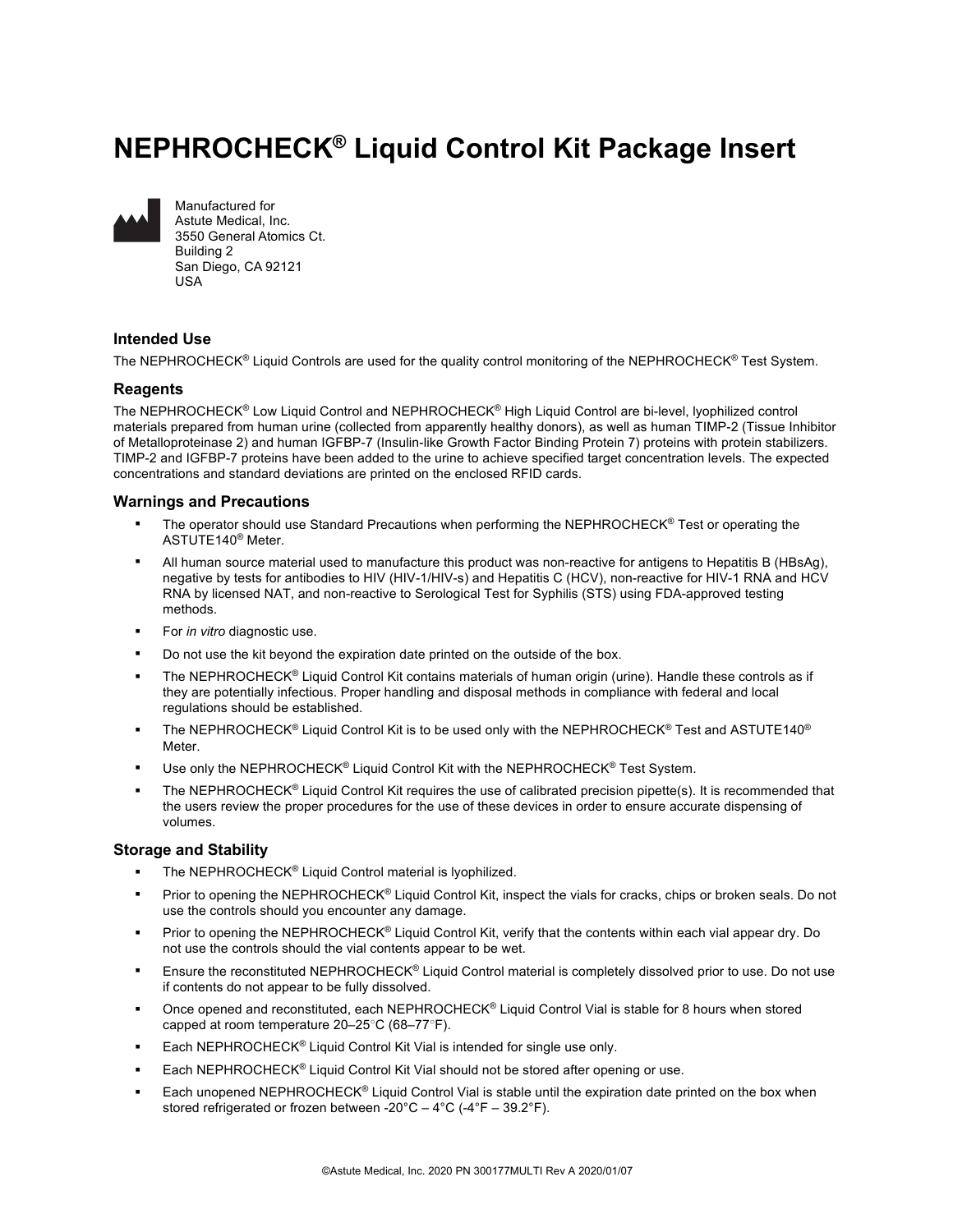# NEPHROCHECK® Liquid Control Kit Package Insert

Manufactured for
Astute Medical, Inc.
3550 General Atomics Ct.
Building 2
San Diego, CA 92121
USA

### Intended Use

The NEPHROCHECK® Liquid Controls are used for the quality control monitoring of the NEPHROCHECK® Test System.

### Reagents

The NEPHROCHECK® Low Liquid Control and NEPHROCHECK® High Liquid Control are bi-level, lyophilized control materials prepared from human urine (collected from apparently healthy donors), as well as human TIMP-2 (Tissue Inhibitor of Metalloproteinase 2) and human IGFBP-7 (Insulin-like Growth Factor Binding Protein 7) proteins with protein stabilizers. TIMP-2 and IGFBP-7 proteins have been added to the urine to achieve specified target concentration levels. The expected concentrations and standard deviations are printed on the enclosed RFID cards.

### Warnings and Precautions

- The operator should use Standard Precautions when performing the NEPHROCHECK® Test or operating the ASTUTE140® Meter.
- All human source material used to manufacture this product was non-reactive for antigens to Hepatitis B (HBsAg), negative by tests for antibodies to HIV (HIV-1/HIV-s) and Hepatitis C (HCV), non-reactive for HIV-1 RNA and HCV RNA by licensed NAT, and non-reactive to Serological Test for Syphilis (STS) using FDA-approved testing methods.
- For *in vitro* diagnostic use.
- Do not use the kit beyond the expiration date printed on the outside of the box.
- The NEPHROCHECK® Liquid Control Kit contains materials of human origin (urine). Handle these controls as if they are potentially infectious. Proper handling and disposal methods in compliance with federal and local regulations should be established.
- The NEPHROCHECK® Liquid Control Kit is to be used only with the NEPHROCHECK® Test and ASTUTE140® Meter.
- Use only the NEPHROCHECK® Liquid Control Kit with the NEPHROCHECK® Test System.
- The NEPHROCHECK® Liquid Control Kit requires the use of calibrated precision pipette(s). It is recommended that the users review the proper procedures for the use of these devices in order to ensure accurate dispensing of volumes.

### Storage and Stability

- The NEPHROCHECK® Liquid Control material is lyophilized.
- Prior to opening the NEPHROCHECK® Liquid Control Kit, inspect the vials for cracks, chips or broken seals. Do not use the controls should you encounter any damage.
- Prior to opening the NEPHROCHECK® Liquid Control Kit, verify that the contents within each vial appear dry. Do not use the controls should the vial contents appear to be wet.
- Ensure the reconstituted NEPHROCHECK® Liquid Control material is completely dissolved prior to use. Do not use if contents do not appear to be fully dissolved.
- Once opened and reconstituted, each NEPHROCHECK® Liquid Control Vial is stable for 8 hours when stored capped at room temperature 20–25°C (68–77°F).
- Each NEPHROCHECK® Liquid Control Kit Vial is intended for single use only.
- Each NEPHROCHECK® Liquid Control Kit Vial should not be stored after opening or use.
- Each unopened NEPHROCHECK® Liquid Control Vial is stable until the expiration date printed on the box when stored refrigerated or frozen between -20°C – 4°C (-4°F – 39.2°F).

©Astute Medical, Inc. 2020 PN 300177MULTI Rev A 2020/01/07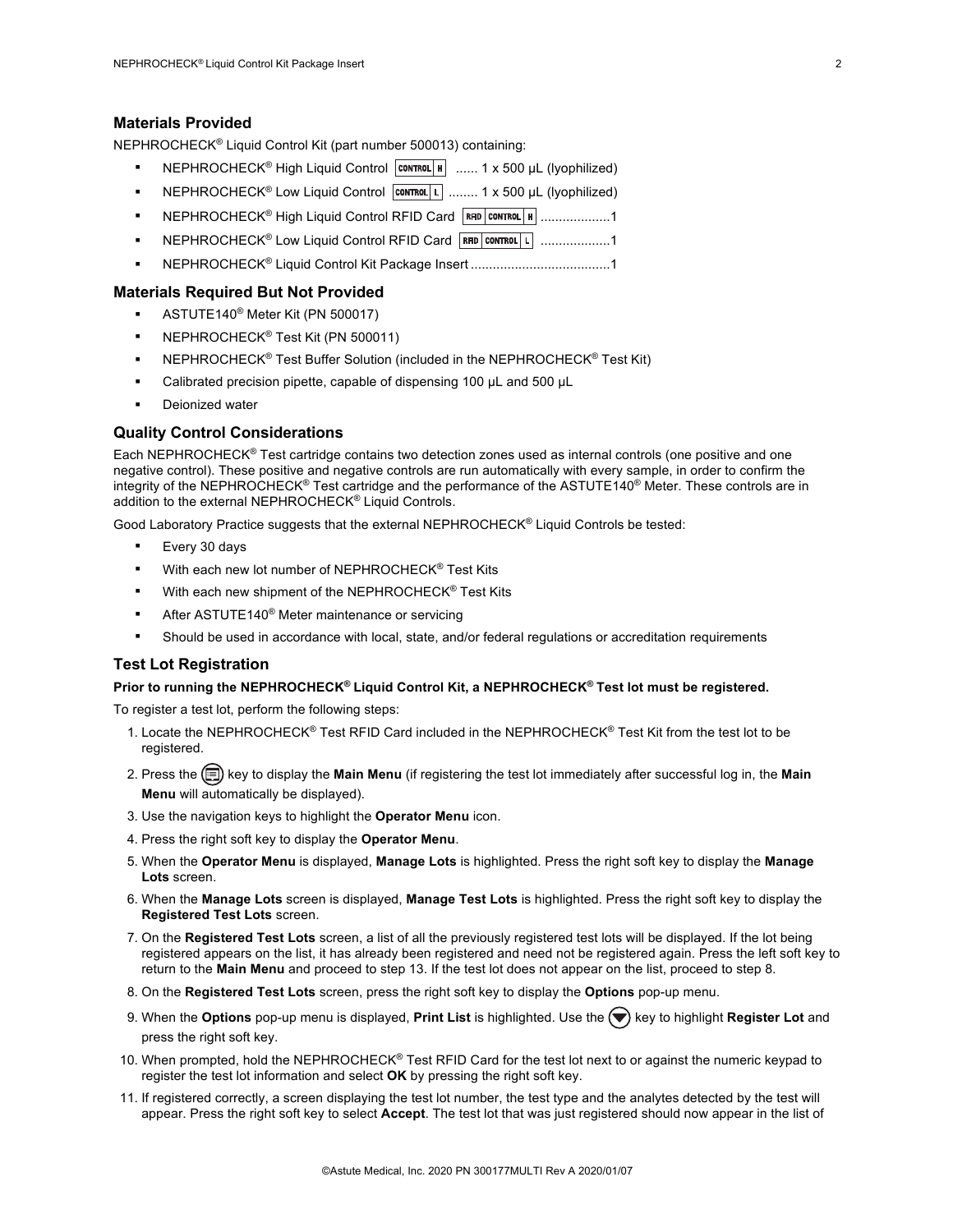## Materials Provided

NEPHROCHECK® Liquid Control Kit (part number 500013) containing:

- NEPHROCHECK® High Liquid Control CONTROL H ...... 1 x 500 µL (lyophilized)
- NEPHROCHECK® Low Liquid Control CONTROL L ........ 1 x 500 µL (lyophilized)
- NEPHROCHECK® High Liquid Control RFID Card RFID CONTROL H ..................1
- NEPHROCHECK® Low Liquid Control RFID Card RFID CONTROL L ..................1
- NEPHROCHECK® Liquid Control Kit Package Insert .....................................1

## Materials Required But Not Provided

- ASTUTE140® Meter Kit (PN 500017)
- NEPHROCHECK® Test Kit (PN 500011)
- NEPHROCHECK® Test Buffer Solution (included in the NEPHROCHECK® Test Kit)
- Calibrated precision pipette, capable of dispensing 100 µL and 500 µL
- Deionized water

## Quality Control Considerations

Each NEPHROCHECK® Test cartridge contains two detection zones used as internal controls (one positive and one negative control). These positive and negative controls are run automatically with every sample, in order to confirm the integrity of the NEPHROCHECK® Test cartridge and the performance of the ASTUTE140® Meter. These controls are in addition to the external NEPHROCHECK® Liquid Controls.

Good Laboratory Practice suggests that the external NEPHROCHECK® Liquid Controls be tested:

- Every 30 days
- With each new lot number of NEPHROCHECK® Test Kits
- With each new shipment of the NEPHROCHECK® Test Kits
- After ASTUTE140® Meter maintenance or servicing
- Should be used in accordance with local, state, and/or federal regulations or accreditation requirements

## Test Lot Registration

**Prior to running the NEPHROCHECK® Liquid Control Kit, a NEPHROCHECK® Test lot must be registered.**

To register a test lot, perform the following steps:

1. Locate the NEPHROCHECK® Test RFID Card included in the NEPHROCHECK® Test Kit from the test lot to be registered.
2. Press the key to display the **Main Menu** (if registering the test lot immediately after successful log in, the **Main Menu** will automatically be displayed).
3. Use the navigation keys to highlight the **Operator Menu** icon.
4. Press the right soft key to display the **Operator Menu**.
5. When the **Operator Menu** is displayed, **Manage Lots** is highlighted. Press the right soft key to display the **Manage Lots** screen.
6. When the **Manage Lots** screen is displayed, **Manage Test Lots** is highlighted. Press the right soft key to display the **Registered Test Lots** screen.
7. On the **Registered Test Lots** screen, a list of all the previously registered test lots will be displayed. If the lot being registered appears on the list, it has already been registered and need not be registered again. Press the left soft key to return to the **Main Menu** and proceed to step 13. If the test lot does not appear on the list, proceed to step 8.
8. On the **Registered Test Lots** screen, press the right soft key to display the **Options** pop-up menu.
9. When the **Options** pop-up menu is displayed, **Print List** is highlighted. Use the key to highlight **Register Lot** and press the right soft key.
10. When prompted, hold the NEPHROCHECK® Test RFID Card for the test lot next to or against the numeric keypad to register the test lot information and select **OK** by pressing the right soft key.
11. If registered correctly, a screen displaying the test lot number, the test type and the analytes detected by the test will appear. Press the right soft key to select **Accept**. The test lot that was just registered should now appear in the list of

©Astute Medical, Inc. 2020 PN 300177MULTI Rev A 2020/01/07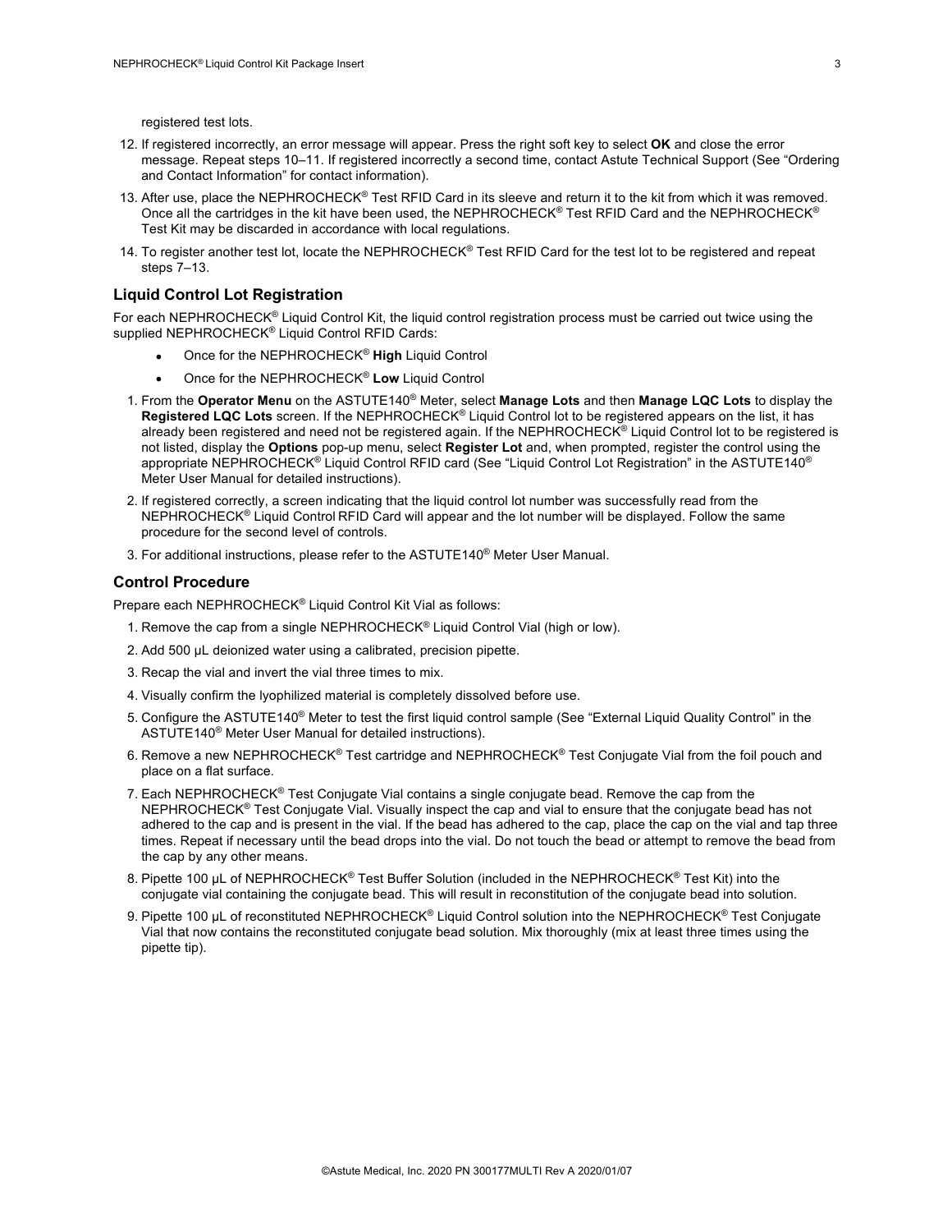registered test lots.

12. If registered incorrectly, an error message will appear. Press the right soft key to select **OK** and close the error message. Repeat steps 10–11. If registered incorrectly a second time, contact Astute Technical Support (See "Ordering and Contact Information" for contact information).
13. After use, place the NEPHROCHECK® Test RFID Card in its sleeve and return it to the kit from which it was removed. Once all the cartridges in the kit have been used, the NEPHROCHECK® Test RFID Card and the NEPHROCHECK® Test Kit may be discarded in accordance with local regulations.
14. To register another test lot, locate the NEPHROCHECK® Test RFID Card for the test lot to be registered and repeat steps 7–13.

### Liquid Control Lot Registration

For each NEPHROCHECK® Liquid Control Kit, the liquid control registration process must be carried out twice using the supplied NEPHROCHECK® Liquid Control RFID Cards:

- Once for the NEPHROCHECK® **High** Liquid Control
- Once for the NEPHROCHECK® **Low** Liquid Control

1. From the **Operator Menu** on the ASTUTE140® Meter, select **Manage Lots** and then **Manage LQC Lots** to display the **Registered LQC Lots** screen. If the NEPHROCHECK® Liquid Control lot to be registered appears on the list, it has already been registered and need not be registered again. If the NEPHROCHECK® Liquid Control lot to be registered is not listed, display the **Options** pop-up menu, select **Register Lot** and, when prompted, register the control using the appropriate NEPHROCHECK® Liquid Control RFID card (See "Liquid Control Lot Registration" in the ASTUTE140® Meter User Manual for detailed instructions).
2. If registered correctly, a screen indicating that the liquid control lot number was successfully read from the NEPHROCHECK® Liquid Control RFID Card will appear and the lot number will be displayed. Follow the same procedure for the second level of controls.
3. For additional instructions, please refer to the ASTUTE140® Meter User Manual.

### Control Procedure

Prepare each NEPHROCHECK® Liquid Control Kit Vial as follows:

1. Remove the cap from a single NEPHROCHECK® Liquid Control Vial (high or low).
2. Add 500 µL deionized water using a calibrated, precision pipette.
3. Recap the vial and invert the vial three times to mix.
4. Visually confirm the lyophilized material is completely dissolved before use.
5. Configure the ASTUTE140® Meter to test the first liquid control sample (See "External Liquid Quality Control" in the ASTUTE140® Meter User Manual for detailed instructions).
6. Remove a new NEPHROCHECK® Test cartridge and NEPHROCHECK® Test Conjugate Vial from the foil pouch and place on a flat surface.
7. Each NEPHROCHECK® Test Conjugate Vial contains a single conjugate bead. Remove the cap from the NEPHROCHECK® Test Conjugate Vial. Visually inspect the cap and vial to ensure that the conjugate bead has not adhered to the cap and is present in the vial. If the bead has adhered to the cap, place the cap on the vial and tap three times. Repeat if necessary until the bead drops into the vial. Do not touch the bead or attempt to remove the bead from the cap by any other means.
8. Pipette 100 µL of NEPHROCHECK® Test Buffer Solution (included in the NEPHROCHECK® Test Kit) into the conjugate vial containing the conjugate bead. This will result in reconstitution of the conjugate bead into solution.
9. Pipette 100 µL of reconstituted NEPHROCHECK® Liquid Control solution into the NEPHROCHECK® Test Conjugate Vial that now contains the reconstituted conjugate bead solution. Mix thoroughly (mix at least three times using the pipette tip).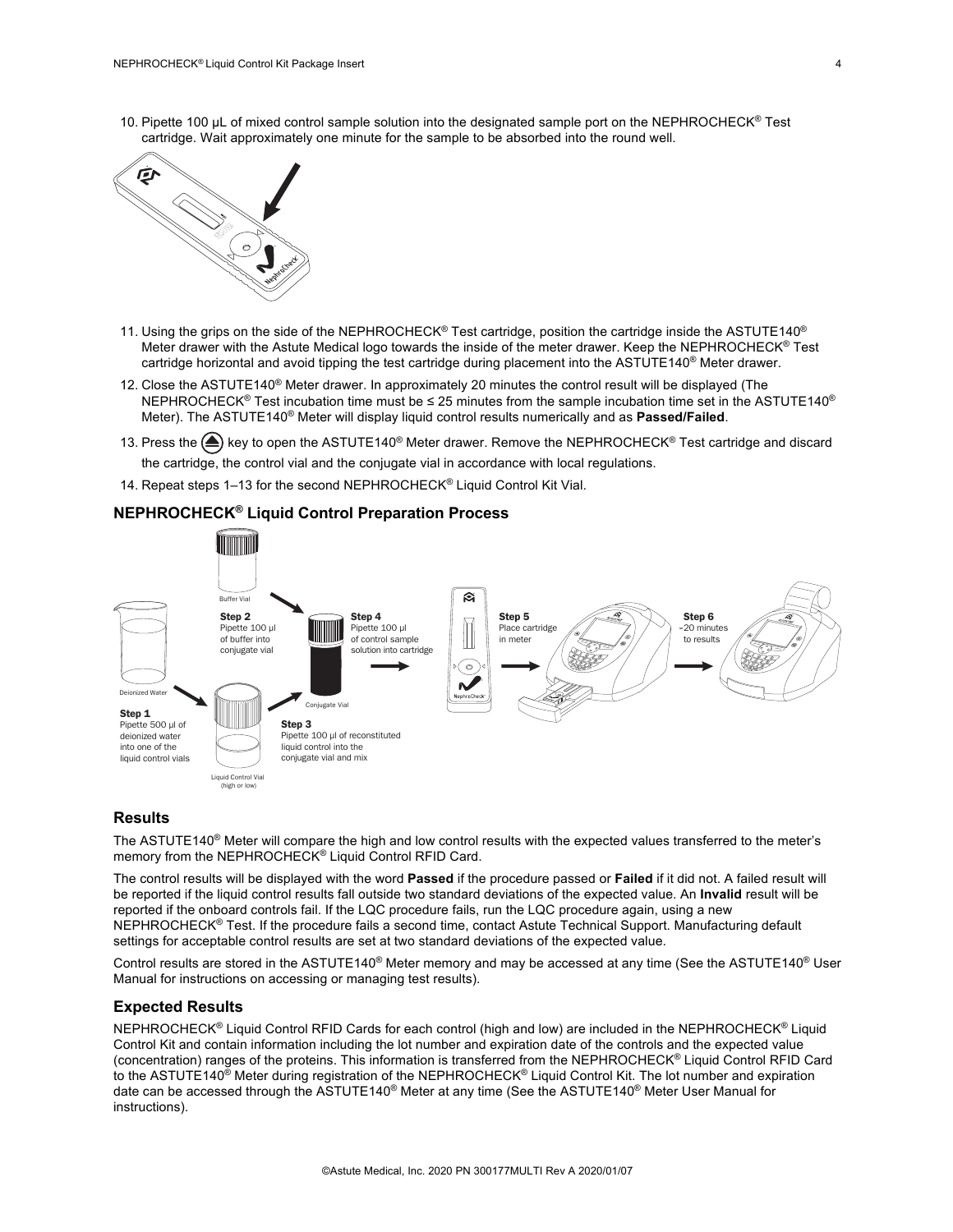10. Pipette 100 µL of mixed control sample solution into the designated sample port on the NEPHROCHECK® Test cartridge. Wait approximately one minute for the sample to be absorbed into the round well.

11. Using the grips on the side of the NEPHROCHECK® Test cartridge, position the cartridge inside the ASTUTE140® Meter drawer with the Astute Medical logo towards the inside of the meter drawer. Keep the NEPHROCHECK® Test cartridge horizontal and avoid tipping the test cartridge during placement into the ASTUTE140® Meter drawer.

12. Close the ASTUTE140® Meter drawer. In approximately 20 minutes the control result will be displayed (The NEPHROCHECK® Test incubation time must be ≤ 25 minutes from the sample incubation time set in the ASTUTE140® Meter). The ASTUTE140® Meter will display liquid control results numerically and as **Passed/Failed**.

13. Press the ⏏ key to open the ASTUTE140® Meter drawer. Remove the NEPHROCHECK® Test cartridge and discard the cartridge, the control vial and the conjugate vial in accordance with local regulations.

14. Repeat steps 1–13 for the second NEPHROCHECK® Liquid Control Kit Vial.

### NEPHROCHECK® Liquid Control Preparation Process

**Step 1** Pipette 500 µl of deionized water into one of the liquid control vials

**Step 2** Pipette 100 µl of buffer into conjugate vial

**Step 3** Pipette 100 µl of reconstituted liquid control into the conjugate vial and mix

**Step 4** Pipette 100 µl of control sample solution into cartridge

**Step 5** Place cartridge in meter

**Step 6** ≈20 minutes to results

## Results

The ASTUTE140® Meter will compare the high and low control results with the expected values transferred to the meter's memory from the NEPHROCHECK® Liquid Control RFID Card.

The control results will be displayed with the word **Passed** if the procedure passed or **Failed** if it did not. A failed result will be reported if the liquid control results fall outside two standard deviations of the expected value. An **Invalid** result will be reported if the onboard controls fail. If the LQC procedure fails, run the LQC procedure again, using a new NEPHROCHECK® Test. If the procedure fails a second time, contact Astute Technical Support. Manufacturing default settings for acceptable control results are set at two standard deviations of the expected value.

Control results are stored in the ASTUTE140® Meter memory and may be accessed at any time (See the ASTUTE140® User Manual for instructions on accessing or managing test results).

## Expected Results

NEPHROCHECK® Liquid Control RFID Cards for each control (high and low) are included in the NEPHROCHECK® Liquid Control Kit and contain information including the lot number and expiration date of the controls and the expected value (concentration) ranges of the proteins. This information is transferred from the NEPHROCHECK® Liquid Control RFID Card to the ASTUTE140® Meter during registration of the NEPHROCHECK® Liquid Control Kit. The lot number and expiration date can be accessed through the ASTUTE140® Meter at any time (See the ASTUTE140® Meter User Manual for instructions).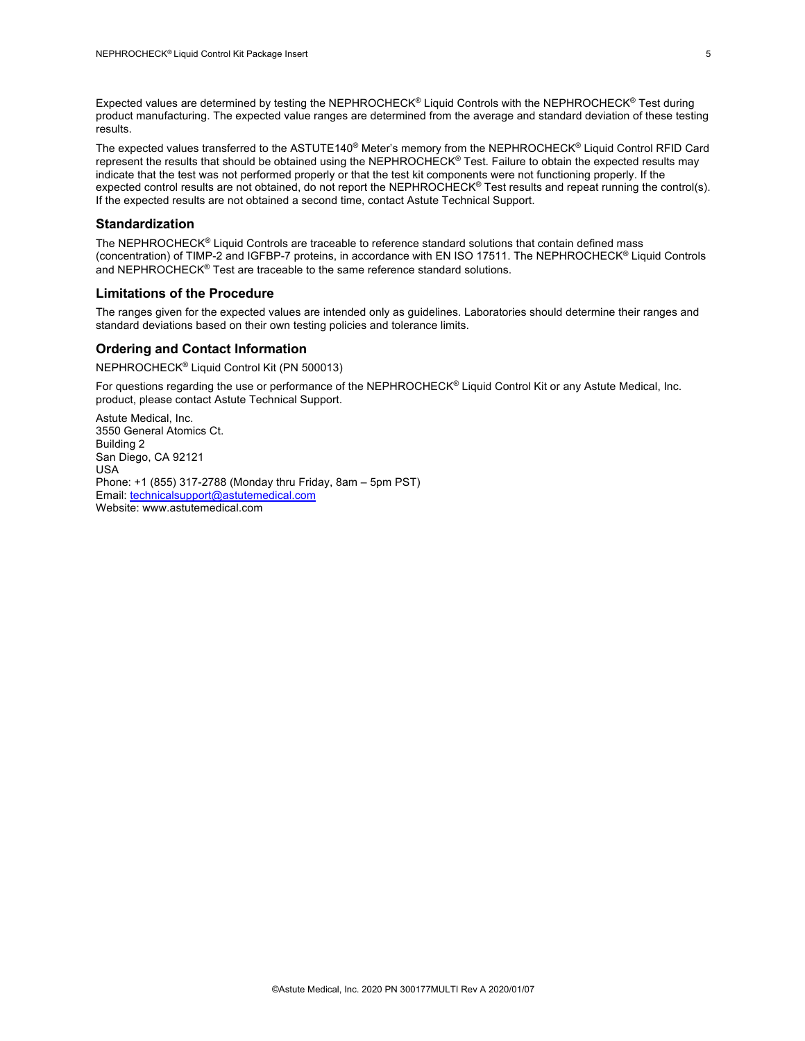Expected values are determined by testing the NEPHROCHECK® Liquid Controls with the NEPHROCHECK® Test during product manufacturing. The expected value ranges are determined from the average and standard deviation of these testing results.

The expected values transferred to the ASTUTE140® Meter's memory from the NEPHROCHECK® Liquid Control RFID Card represent the results that should be obtained using the NEPHROCHECK® Test. Failure to obtain the expected results may indicate that the test was not performed properly or that the test kit components were not functioning properly. If the expected control results are not obtained, do not report the NEPHROCHECK® Test results and repeat running the control(s). If the expected results are not obtained a second time, contact Astute Technical Support.

## Standardization

The NEPHROCHECK® Liquid Controls are traceable to reference standard solutions that contain defined mass (concentration) of TIMP-2 and IGFBP-7 proteins, in accordance with EN ISO 17511. The NEPHROCHECK® Liquid Controls and NEPHROCHECK® Test are traceable to the same reference standard solutions.

## Limitations of the Procedure

The ranges given for the expected values are intended only as guidelines. Laboratories should determine their ranges and standard deviations based on their own testing policies and tolerance limits.

## Ordering and Contact Information

NEPHROCHECK® Liquid Control Kit (PN 500013)

For questions regarding the use or performance of the NEPHROCHECK® Liquid Control Kit or any Astute Medical, Inc. product, please contact Astute Technical Support.

Astute Medical, Inc.
3550 General Atomics Ct.
Building 2
San Diego, CA 92121
USA
Phone: +1 (855) 317-2788 (Monday thru Friday, 8am – 5pm PST)
Email: technicalsupport@astutemedical.com
Website: www.astutemedical.com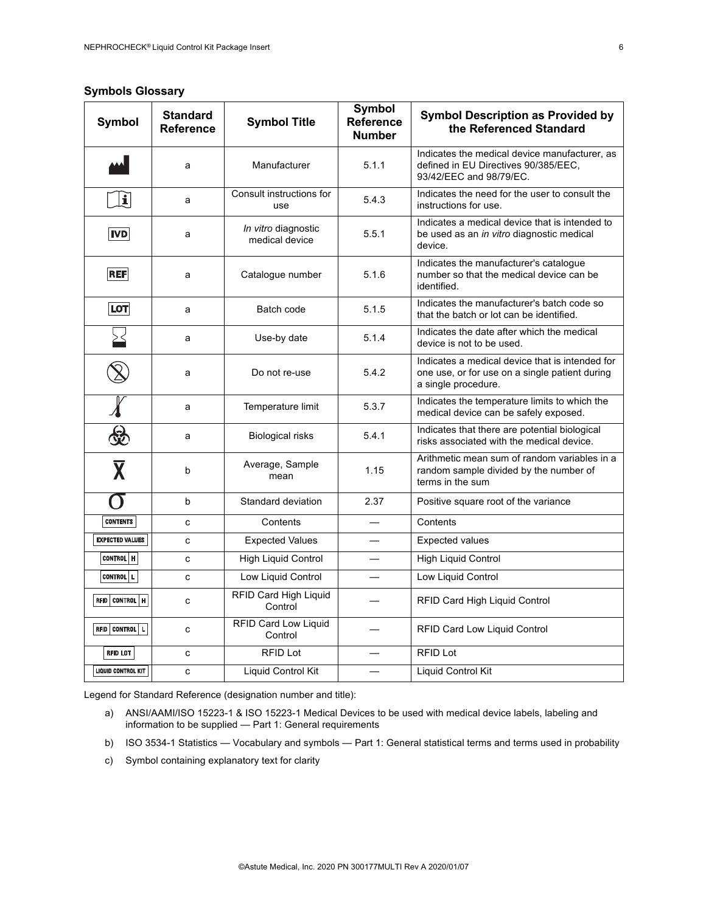### Symbols Glossary

| Symbol | Standard Reference | Symbol Title | Symbol Reference Number | Symbol Description as Provided by the Referenced Standard |
|---|---|---|---|---|
| | a | Manufacturer | 5.1.1 | Indicates the medical device manufacturer, as defined in EU Directives 90/385/EEC, 93/42/EEC and 98/79/EC. |
| | a | Consult instructions for use | 5.4.3 | Indicates the need for the user to consult the instructions for use. |
| IVD | a | *In vitro* diagnostic medical device | 5.5.1 | Indicates a medical device that is intended to be used as an *in vitro* diagnostic medical device. |
| REF | a | Catalogue number | 5.1.6 | Indicates the manufacturer's catalogue number so that the medical device can be identified. |
| LOT | a | Batch code | 5.1.5 | Indicates the manufacturer's batch code so that the batch or lot can be identified. |
| | a | Use-by date | 5.1.4 | Indicates the date after which the medical device is not to be used. |
| | a | Do not re-use | 5.4.2 | Indicates a medical device that is intended for one use, or for use on a single patient during a single procedure. |
| | a | Temperature limit | 5.3.7 | Indicates the temperature limits to which the medical device can be safely exposed. |
| | a | Biological risks | 5.4.1 | Indicates that there are potential biological risks associated with the medical device. |
| $\bar{X}$ | b | Average, Sample mean | 1.15 | Arithmetic mean sum of random variables in a random sample divided by the number of terms in the sum |
| $\sigma$ | b | Standard deviation | 2.37 | Positive square root of the variance |
| CONTENTS | c | Contents | — | Contents |
| EXPECTED VALUES | c | Expected Values | — | Expected values |
| CONTROL H | c | High Liquid Control | — | High Liquid Control |
| CONTROL L | c | Low Liquid Control | — | Low Liquid Control |
| RFID CONTROL H | c | RFID Card High Liquid Control | — | RFID Card High Liquid Control |
| RFID CONTROL L | c | RFID Card Low Liquid Control | — | RFID Card Low Liquid Control |
| RFID LOT | c | RFID Lot | — | RFID Lot |
| LIQUID CONTROL KIT | c | Liquid Control Kit | — | Liquid Control Kit |

Legend for Standard Reference (designation number and title):

a) ANSI/AAMI/ISO 15223-1 & ISO 15223-1 Medical Devices to be used with medical device labels, labeling and information to be supplied — Part 1: General requirements

b) ISO 3534-1 Statistics — Vocabulary and symbols — Part 1: General statistical terms and terms used in probability

c) Symbol containing explanatory text for clarity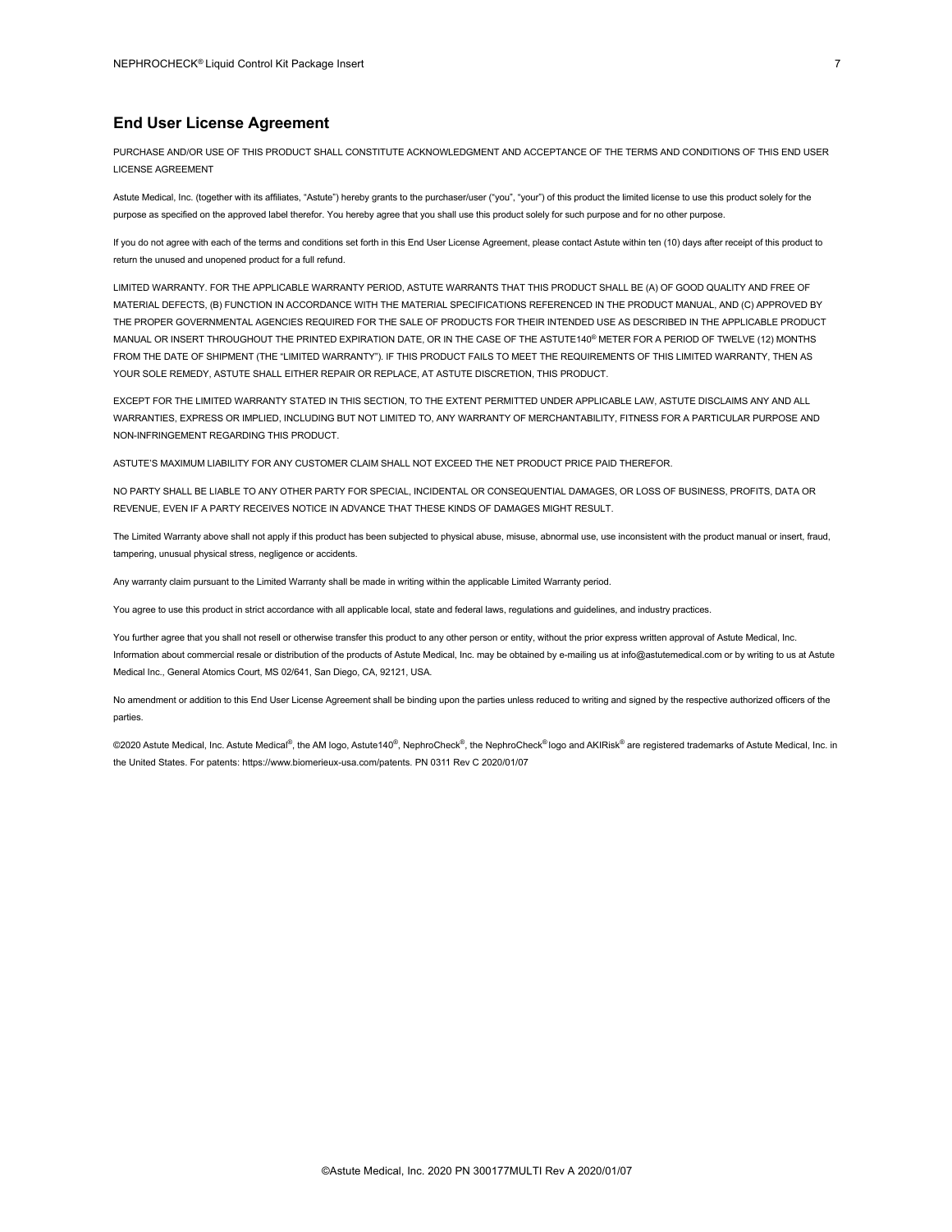## End User License Agreement

PURCHASE AND/OR USE OF THIS PRODUCT SHALL CONSTITUTE ACKNOWLEDGMENT AND ACCEPTANCE OF THE TERMS AND CONDITIONS OF THIS END USER LICENSE AGREEMENT

Astute Medical, Inc. (together with its affiliates, "Astute") hereby grants to the purchaser/user ("you", "your") of this product the limited license to use this product solely for the purpose as specified on the approved label therefor. You hereby agree that you shall use this product solely for such purpose and for no other purpose.

If you do not agree with each of the terms and conditions set forth in this End User License Agreement, please contact Astute within ten (10) days after receipt of this product to return the unused and unopened product for a full refund.

LIMITED WARRANTY. FOR THE APPLICABLE WARRANTY PERIOD, ASTUTE WARRANTS THAT THIS PRODUCT SHALL BE (A) OF GOOD QUALITY AND FREE OF MATERIAL DEFECTS, (B) FUNCTION IN ACCORDANCE WITH THE MATERIAL SPECIFICATIONS REFERENCED IN THE PRODUCT MANUAL, AND (C) APPROVED BY THE PROPER GOVERNMENTAL AGENCIES REQUIRED FOR THE SALE OF PRODUCTS FOR THEIR INTENDED USE AS DESCRIBED IN THE APPLICABLE PRODUCT MANUAL OR INSERT THROUGHOUT THE PRINTED EXPIRATION DATE, OR IN THE CASE OF THE ASTUTE140® METER FOR A PERIOD OF TWELVE (12) MONTHS FROM THE DATE OF SHIPMENT (THE "LIMITED WARRANTY"). IF THIS PRODUCT FAILS TO MEET THE REQUIREMENTS OF THIS LIMITED WARRANTY, THEN AS YOUR SOLE REMEDY, ASTUTE SHALL EITHER REPAIR OR REPLACE, AT ASTUTE DISCRETION, THIS PRODUCT.

EXCEPT FOR THE LIMITED WARRANTY STATED IN THIS SECTION, TO THE EXTENT PERMITTED UNDER APPLICABLE LAW, ASTUTE DISCLAIMS ANY AND ALL WARRANTIES, EXPRESS OR IMPLIED, INCLUDING BUT NOT LIMITED TO, ANY WARRANTY OF MERCHANTABILITY, FITNESS FOR A PARTICULAR PURPOSE AND NON-INFRINGEMENT REGARDING THIS PRODUCT.

ASTUTE'S MAXIMUM LIABILITY FOR ANY CUSTOMER CLAIM SHALL NOT EXCEED THE NET PRODUCT PRICE PAID THEREFOR.

NO PARTY SHALL BE LIABLE TO ANY OTHER PARTY FOR SPECIAL, INCIDENTAL OR CONSEQUENTIAL DAMAGES, OR LOSS OF BUSINESS, PROFITS, DATA OR REVENUE, EVEN IF A PARTY RECEIVES NOTICE IN ADVANCE THAT THESE KINDS OF DAMAGES MIGHT RESULT.

The Limited Warranty above shall not apply if this product has been subjected to physical abuse, misuse, abnormal use, use inconsistent with the product manual or insert, fraud, tampering, unusual physical stress, negligence or accidents.

Any warranty claim pursuant to the Limited Warranty shall be made in writing within the applicable Limited Warranty period.

You agree to use this product in strict accordance with all applicable local, state and federal laws, regulations and guidelines, and industry practices.

You further agree that you shall not resell or otherwise transfer this product to any other person or entity, without the prior express written approval of Astute Medical, Inc. Information about commercial resale or distribution of the products of Astute Medical, Inc. may be obtained by e-mailing us at info@astutemedical.com or by writing to us at Astute Medical Inc., General Atomics Court, MS 02/641, San Diego, CA, 92121, USA.

No amendment or addition to this End User License Agreement shall be binding upon the parties unless reduced to writing and signed by the respective authorized officers of the parties.

©2020 Astute Medical, Inc. Astute Medical®, the AM logo, Astute140®, NephroCheck®, the NephroCheck® logo and AKIRisk® are registered trademarks of Astute Medical, Inc. in the United States. For patents: https://www.biomerieux-usa.com/patents. PN 0311 Rev C 2020/01/07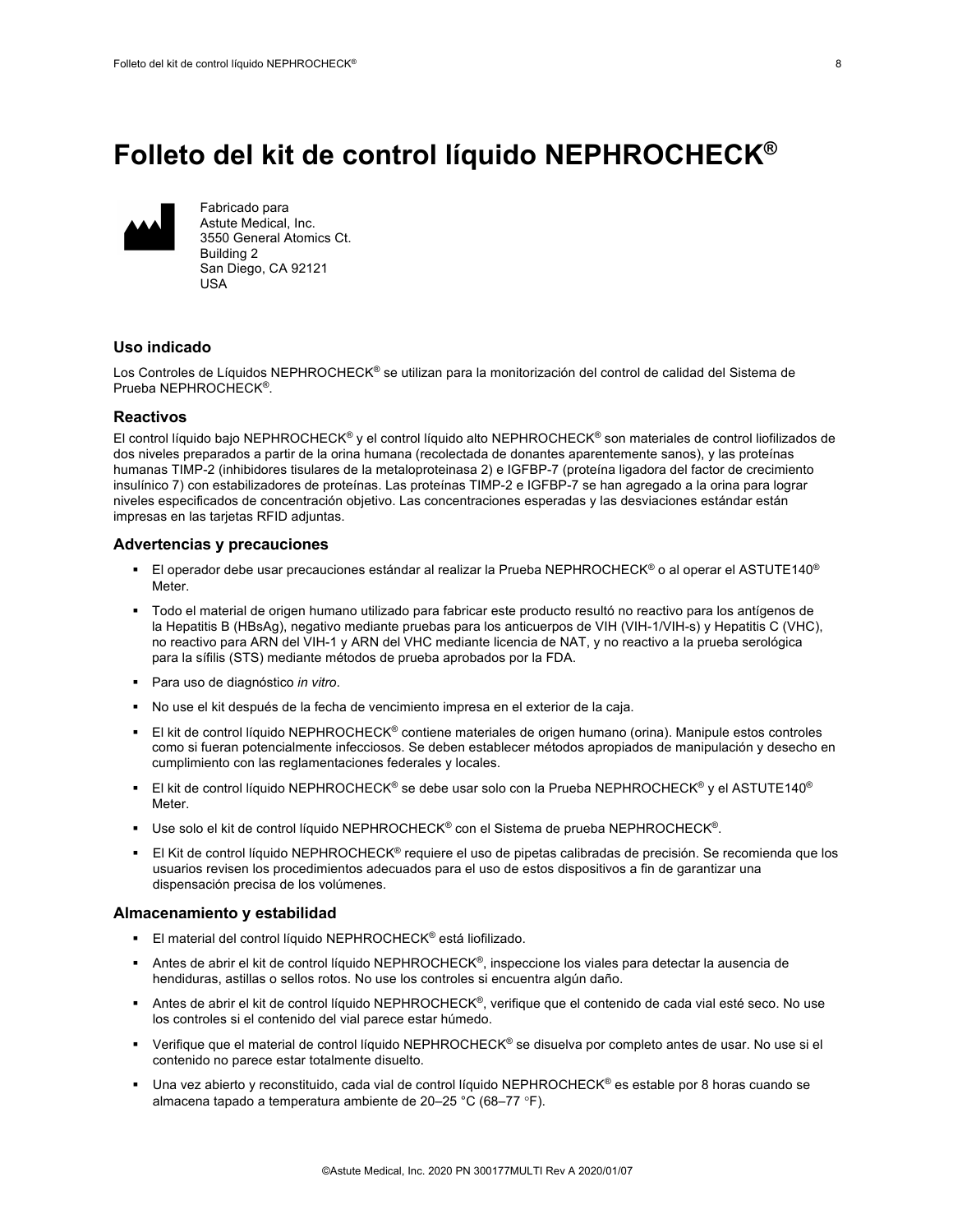# Folleto del kit de control líquido NEPHROCHECK®

Fabricado para
Astute Medical, Inc.
3550 General Atomics Ct.
Building 2
San Diego, CA 92121
USA

### Uso indicado

Los Controles de Líquidos NEPHROCHECK® se utilizan para la monitorización del control de calidad del Sistema de Prueba NEPHROCHECK®.

### Reactivos

El control líquido bajo NEPHROCHECK® y el control líquido alto NEPHROCHECK® son materiales de control liofilizados de dos niveles preparados a partir de la orina humana (recolectada de donantes aparentemente sanos), y las proteínas humanas TIMP-2 (inhibidores tisulares de la metaloproteinasa 2) e IGFBP-7 (proteína ligadora del factor de crecimiento insulínico 7) con estabilizadores de proteínas. Las proteínas TIMP-2 e IGFBP-7 se han agregado a la orina para lograr niveles especificados de concentración objetivo. Las concentraciones esperadas y las desviaciones estándar están impresas en las tarjetas RFID adjuntas.

### Advertencias y precauciones

- El operador debe usar precauciones estándar al realizar la Prueba NEPHROCHECK® o al operar el ASTUTE140® Meter.
- Todo el material de origen humano utilizado para fabricar este producto resultó no reactivo para los antígenos de la Hepatitis B (HBsAg), negativo mediante pruebas para los anticuerpos de VIH (VIH-1/VIH-s) y Hepatitis C (VHC), no reactivo para ARN del VIH-1 y ARN del VHC mediante licencia de NAT, y no reactivo a la prueba serológica para la sífilis (STS) mediante métodos de prueba aprobados por la FDA.
- Para uso de diagnóstico *in vitro*.
- No use el kit después de la fecha de vencimiento impresa en el exterior de la caja.
- El kit de control líquido NEPHROCHECK® contiene materiales de origen humano (orina). Manipule estos controles como si fueran potencialmente infecciosos. Se deben establecer métodos apropiados de manipulación y desecho en cumplimiento con las reglamentaciones federales y locales.
- El kit de control líquido NEPHROCHECK® se debe usar solo con la Prueba NEPHROCHECK® y el ASTUTE140® Meter.
- Use solo el kit de control líquido NEPHROCHECK® con el Sistema de prueba NEPHROCHECK®.
- El Kit de control líquido NEPHROCHECK® requiere el uso de pipetas calibradas de precisión. Se recomienda que los usuarios revisen los procedimientos adecuados para el uso de estos dispositivos a fin de garantizar una dispensación precisa de los volúmenes.

### Almacenamiento y estabilidad

- El material del control líquido NEPHROCHECK® está liofilizado.
- Antes de abrir el kit de control líquido NEPHROCHECK®, inspeccione los viales para detectar la ausencia de hendiduras, astillas o sellos rotos. No use los controles si encuentra algún daño.
- Antes de abrir el kit de control líquido NEPHROCHECK®, verifique que el contenido de cada vial esté seco. No use los controles si el contenido del vial parece estar húmedo.
- Verifique que el material de control líquido NEPHROCHECK® se disuelva por completo antes de usar. No use si el contenido no parece estar totalmente disuelto.
- Una vez abierto y reconstituido, cada vial de control líquido NEPHROCHECK® es estable por 8 horas cuando se almacena tapado a temperatura ambiente de 20–25 °C (68–77 °F).

©Astute Medical, Inc. 2020 PN 300177MULTI Rev A 2020/01/07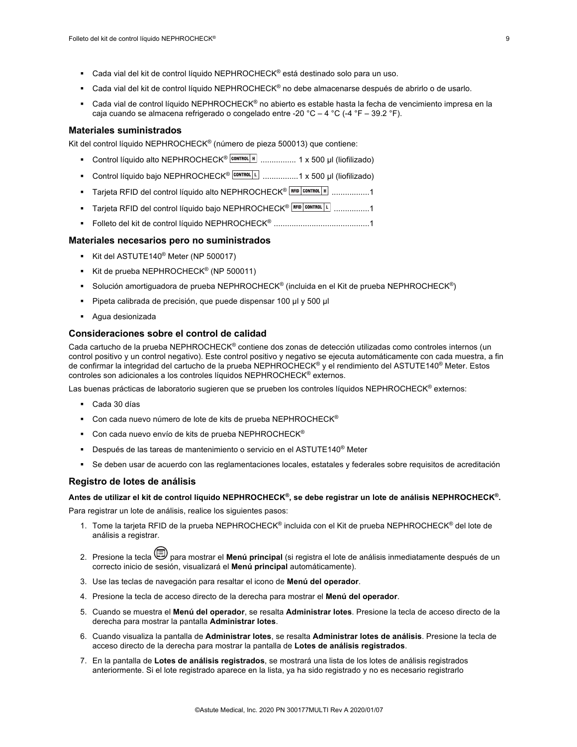- Cada vial del kit de control líquido NEPHROCHECK® está destinado solo para un uso.
- Cada vial del kit de control líquido NEPHROCHECK® no debe almacenarse después de abrirlo o de usarlo.
- Cada vial de control líquido NEPHROCHECK® no abierto es estable hasta la fecha de vencimiento impresa en la caja cuando se almacena refrigerado o congelado entre -20 °C – 4 °C (-4 °F – 39.2 °F).

### Materiales suministrados

Kit del control líquido NEPHROCHECK® (número de pieza 500013) que contiene:

- Control líquido alto NEPHROCHECK® CONTROL H ................ 1 x 500 µl (liofilizado)
- Control líquido bajo NEPHROCHECK® CONTROL L ................1 x 500 µl (liofilizado)
- Tarjeta RFID del control líquido alto NEPHROCHECK® RFID CONTROL H .................1
- Tarjeta RFID del control líquido bajo NEPHROCHECK® RFID CONTROL L ................1
- Folleto del kit de control líquido NEPHROCHECK® ...........................................1

### Materiales necesarios pero no suministrados

- Kit del ASTUTE140® Meter (NP 500017)
- Kit de prueba NEPHROCHECK® (NP 500011)
- Solución amortiguadora de prueba NEPHROCHECK® (incluida en el Kit de prueba NEPHROCHECK®)
- Pipeta calibrada de precisión, que puede dispensar 100 µl y 500 µl
- Agua desionizada

### Consideraciones sobre el control de calidad

Cada cartucho de la prueba NEPHROCHECK® contiene dos zonas de detección utilizadas como controles internos (un control positivo y un control negativo). Este control positivo y negativo se ejecuta automáticamente con cada muestra, a fin de confirmar la integridad del cartucho de la prueba NEPHROCHECK® y el rendimiento del ASTUTE140® Meter. Estos controles son adicionales a los controles líquidos NEPHROCHECK® externos.

Las buenas prácticas de laboratorio sugieren que se prueben los controles líquidos NEPHROCHECK® externos:

- Cada 30 días
- Con cada nuevo número de lote de kits de prueba NEPHROCHECK®
- Con cada nuevo envío de kits de prueba NEPHROCHECK®
- Después de las tareas de mantenimiento o servicio en el ASTUTE140® Meter
- Se deben usar de acuerdo con las reglamentaciones locales, estatales y federales sobre requisitos de acreditación

### Registro de lotes de análisis

**Antes de utilizar el kit de control líquido NEPHROCHECK®, se debe registrar un lote de análisis NEPHROCHECK®.**

Para registrar un lote de análisis, realice los siguientes pasos:

1. Tome la tarjeta RFID de la prueba NEPHROCHECK® incluida con el Kit de prueba NEPHROCHECK® del lote de análisis a registrar.
2. Presione la tecla para mostrar el **Menú principal** (si registra el lote de análisis inmediatamente después de un correcto inicio de sesión, visualizará el **Menú principal** automáticamente).
3. Use las teclas de navegación para resaltar el icono de **Menú del operador**.
4. Presione la tecla de acceso directo de la derecha para mostrar el **Menú del operador**.
5. Cuando se muestra el **Menú del operador**, se resalta **Administrar lotes**. Presione la tecla de acceso directo de la derecha para mostrar la pantalla **Administrar lotes**.
6. Cuando visualiza la pantalla de **Administrar lotes**, se resalta **Administrar lotes de análisis**. Presione la tecla de acceso directo de la derecha para mostrar la pantalla de **Lotes de análisis registrados**.
7. En la pantalla de **Lotes de análisis registrados**, se mostrará una lista de los lotes de análisis registrados anteriormente. Si el lote registrado aparece en la lista, ya ha sido registrado y no es necesario registrarlo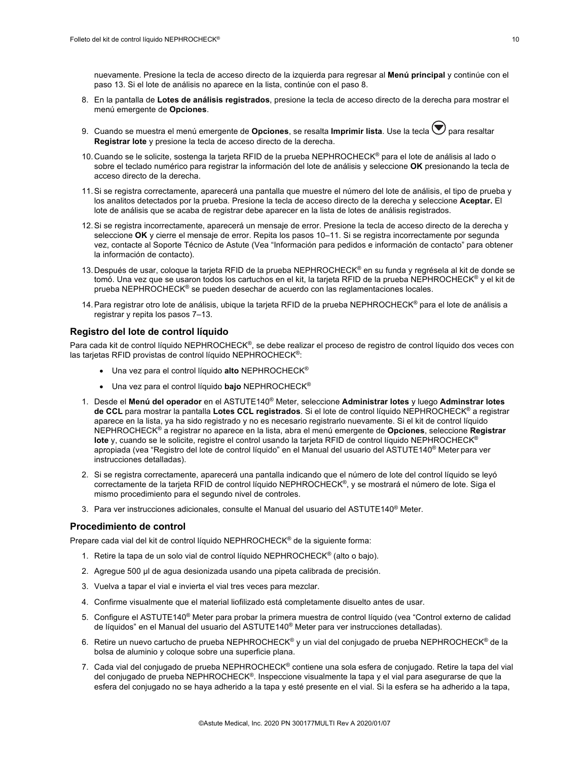nuevamente. Presione la tecla de acceso directo de la izquierda para regresar al **Menú principal** y continúe con el paso 13. Si el lote de análisis no aparece en la lista, continúe con el paso 8.

8. En la pantalla de **Lotes de análisis registrados**, presione la tecla de acceso directo de la derecha para mostrar el menú emergente de **Opciones**.
9. Cuando se muestra el menú emergente de **Opciones**, se resalta **Imprimir lista**. Use la tecla ▼ para resaltar **Registrar lote** y presione la tecla de acceso directo de la derecha.
10. Cuando se le solicite, sostenga la tarjeta RFID de la prueba NEPHROCHECK® para el lote de análisis al lado o sobre el teclado numérico para registrar la información del lote de análisis y seleccione **OK** presionando la tecla de acceso directo de la derecha.
11. Si se registra correctamente, aparecerá una pantalla que muestre el número del lote de análisis, el tipo de prueba y los analitos detectados por la prueba. Presione la tecla de acceso directo de la derecha y seleccione **Aceptar.** El lote de análisis que se acaba de registrar debe aparecer en la lista de lotes de análisis registrados.
12. Si se registra incorrectamente, aparecerá un mensaje de error. Presione la tecla de acceso directo de la derecha y seleccione **OK** y cierre el mensaje de error. Repita los pasos 10–11. Si se registra incorrectamente por segunda vez, contacte al Soporte Técnico de Astute (Vea "Información para pedidos e información de contacto" para obtener la información de contacto).
13. Después de usar, coloque la tarjeta RFID de la prueba NEPHROCHECK® en su funda y regrésela al kit de donde se tomó. Una vez que se usaron todos los cartuchos en el kit, la tarjeta RFID de la prueba NEPHROCHECK® y el kit de prueba NEPHROCHECK® se pueden desechar de acuerdo con las reglamentaciones locales.
14. Para registrar otro lote de análisis, ubique la tarjeta RFID de la prueba NEPHROCHECK® para el lote de análisis a registrar y repita los pasos 7–13.

## Registro del lote de control líquido

Para cada kit de control líquido NEPHROCHECK®, se debe realizar el proceso de registro de control líquido dos veces con las tarjetas RFID provistas de control líquido NEPHROCHECK®:

- Una vez para el control líquido **alto** NEPHROCHECK®
- Una vez para el control líquido **bajo** NEPHROCHECK®

1. Desde el **Menú del operador** en el ASTUTE140® Meter, seleccione **Administrar lotes** y luego **Adminstrar lotes de CCL** para mostrar la pantalla **Lotes CCL registrados**. Si el lote de control líquido NEPHROCHECK® a registrar aparece en la lista, ya ha sido registrado y no es necesario registrarlo nuevamente. Si el kit de control líquido NEPHROCHECK® a registrar no aparece en la lista, abra el menú emergente de **Opciones**, seleccione **Registrar lote** y, cuando se le solicite, registre el control usando la tarjeta RFID de control líquido NEPHROCHECK® apropiada (vea "Registro del lote de control líquido" en el Manual del usuario del ASTUTE140® Meter para ver instrucciones detalladas).
2. Si se registra correctamente, aparecerá una pantalla indicando que el número de lote del control líquido se leyó correctamente de la tarjeta RFID de control líquido NEPHROCHECK®, y se mostrará el número de lote. Siga el mismo procedimiento para el segundo nivel de controles.
3. Para ver instrucciones adicionales, consulte el Manual del usuario del ASTUTE140® Meter.

## Procedimiento de control

Prepare cada vial del kit de control líquido NEPHROCHECK® de la siguiente forma:

1. Retire la tapa de un solo vial de control líquido NEPHROCHECK® (alto o bajo).
2. Agregue 500 µl de agua desionizada usando una pipeta calibrada de precisión.
3. Vuelva a tapar el vial e invierta el vial tres veces para mezclar.
4. Confirme visualmente que el material liofilizado está completamente disuelto antes de usar.
5. Configure el ASTUTE140® Meter para probar la primera muestra de control líquido (vea "Control externo de calidad de líquidos" en el Manual del usuario del ASTUTE140® Meter para ver instrucciones detalladas).
6. Retire un nuevo cartucho de prueba NEPHROCHECK® y un vial del conjugado de prueba NEPHROCHECK® de la bolsa de aluminio y coloque sobre una superficie plana.
7. Cada vial del conjugado de prueba NEPHROCHECK® contiene una sola esfera de conjugado. Retire la tapa del vial del conjugado de prueba NEPHROCHECK®. Inspeccione visualmente la tapa y el vial para asegurarse de que la esfera del conjugado no se haya adherido a la tapa y esté presente en el vial. Si la esfera se ha adherido a la tapa,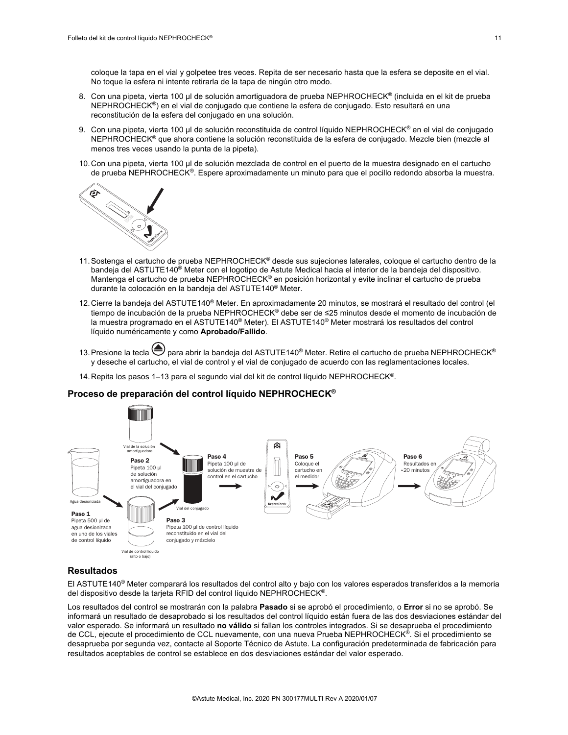coloque la tapa en el vial y golpetee tres veces. Repita de ser necesario hasta que la esfera se deposite en el vial. No toque la esfera ni intente retirarla de la tapa de ningún otro modo.

8. Con una pipeta, vierta 100 µl de solución amortiguadora de prueba NEPHROCHECK® (incluida en el kit de prueba NEPHROCHECK®) en el vial de conjugado que contiene la esfera de conjugado. Esto resultará en una reconstitución de la esfera del conjugado en una solución.
9. Con una pipeta, vierta 100 µl de solución reconstituida de control líquido NEPHROCHECK® en el vial de conjugado NEPHROCHECK® que ahora contiene la solución reconstituida de la esfera de conjugado. Mezcle bien (mezcle al menos tres veces usando la punta de la pipeta).
10. Con una pipeta, vierta 100 µl de solución mezclada de control en el puerto de la muestra designado en el cartucho de prueba NEPHROCHECK®. Espere aproximadamente un minuto para que el pocillo redondo absorba la muestra.
11. Sostenga el cartucho de prueba NEPHROCHECK® desde sus sujeciones laterales, coloque el cartucho dentro de la bandeja del ASTUTE140® Meter con el logotipo de Astute Medical hacia el interior de la bandeja del dispositivo. Mantenga el cartucho de prueba NEPHROCHECK® en posición horizontal y evite inclinar el cartucho de prueba durante la colocación en la bandeja del ASTUTE140® Meter.
12. Cierre la bandeja del ASTUTE140® Meter. En aproximadamente 20 minutos, se mostrará el resultado del control (el tiempo de incubación de la prueba NEPHROCHECK® debe ser de ≤25 minutos desde el momento de incubación de la muestra programado en el ASTUTE140® Meter). El ASTUTE140® Meter mostrará los resultados del control líquido numéricamente y como **Aprobado/Fallido**.
13. Presione la tecla ⏏ para abrir la bandeja del ASTUTE140® Meter. Retire el cartucho de prueba NEPHROCHECK® y deseche el cartucho, el vial de control y el vial de conjugado de acuerdo con las reglamentaciones locales.
14. Repita los pasos 1–13 para el segundo vial del kit de control líquido NEPHROCHECK®.

### Proceso de preparación del control líquido NEPHROCHECK®

Vial de la solución amortiguadora

Agua desionizada

**Paso 1**
Pipeta 500 µl de agua desionizada en uno de los viales de control líquido

**Paso 2**
Pipeta 100 µl de solución amortiguadora en el vial del conjugado

**Paso 3**
Pipeta 100 µl de control líquido reconstituido en el vial del conjugado y mézclelo

Vial del conjugado

Vial de control líquido (alto o bajo)

**Paso 4**
Pipeta 100 µl de solución de muestra de control en el cartucho

**Paso 5**
Coloque el cartucho en el medidor

**Paso 6**
Resultados en ≈20 minutos

### Resultados

El ASTUTE140® Meter comparará los resultados del control alto y bajo con los valores esperados transferidos a la memoria del dispositivo desde la tarjeta RFID del control líquido NEPHROCHECK®.

Los resultados del control se mostrarán con la palabra **Pasado** si se aprobó el procedimiento, o **Error** si no se aprobó. Se informará un resultado de desaprobado si los resultados del control líquido están fuera de las dos desviaciones estándar del valor esperado. Se informará un resultado **no válido** si fallan los controles integrados. Si se desaprueba el procedimiento de CCL, ejecute el procedimiento de CCL nuevamente, con una nueva Prueba NEPHROCHECK®. Si el procedimiento se desaprueba por segunda vez, contacte al Soporte Técnico de Astute. La configuración predeterminada de fabricación para resultados aceptables de control se establece en dos desviaciones estándar del valor esperado.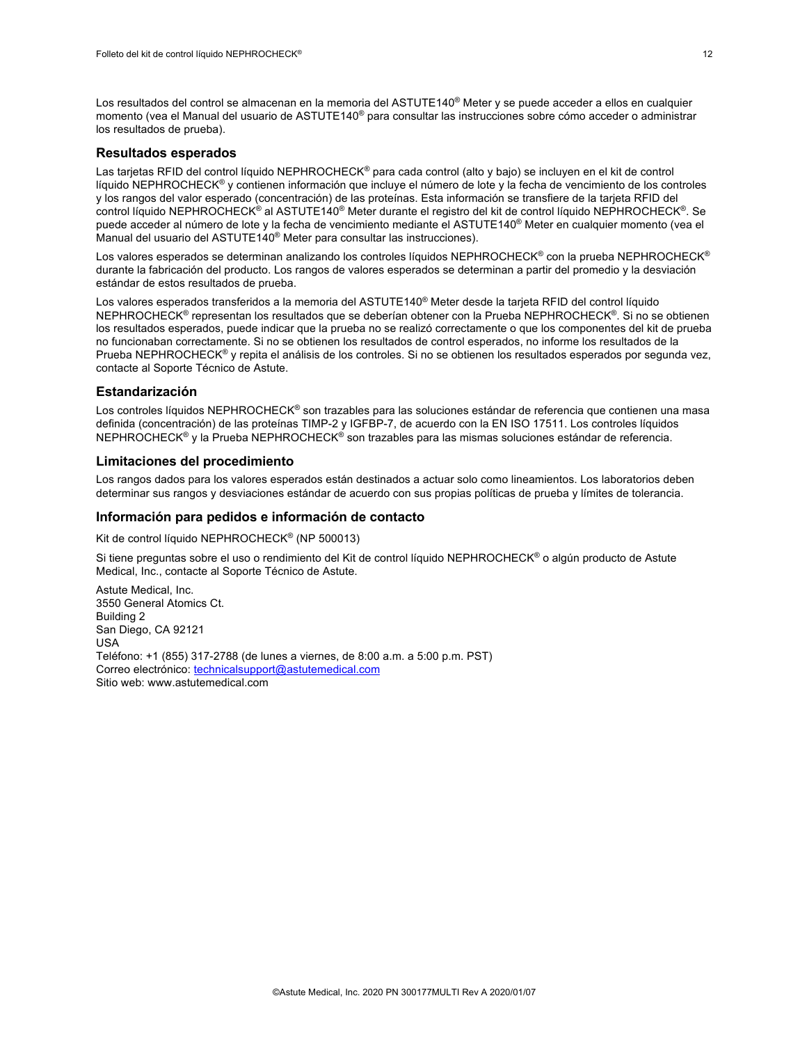Los resultados del control se almacenan en la memoria del ASTUTE140® Meter y se puede acceder a ellos en cualquier momento (vea el Manual del usuario de ASTUTE140® para consultar las instrucciones sobre cómo acceder o administrar los resultados de prueba).

## Resultados esperados

Las tarjetas RFID del control líquido NEPHROCHECK® para cada control (alto y bajo) se incluyen en el kit de control líquido NEPHROCHECK® y contienen información que incluye el número de lote y la fecha de vencimiento de los controles y los rangos del valor esperado (concentración) de las proteínas. Esta información se transfiere de la tarjeta RFID del control líquido NEPHROCHECK® al ASTUTE140® Meter durante el registro del kit de control líquido NEPHROCHECK®. Se puede acceder al número de lote y la fecha de vencimiento mediante el ASTUTE140® Meter en cualquier momento (vea el Manual del usuario del ASTUTE140® Meter para consultar las instrucciones).

Los valores esperados se determinan analizando los controles líquidos NEPHROCHECK® con la prueba NEPHROCHECK® durante la fabricación del producto. Los rangos de valores esperados se determinan a partir del promedio y la desviación estándar de estos resultados de prueba.

Los valores esperados transferidos a la memoria del ASTUTE140® Meter desde la tarjeta RFID del control líquido NEPHROCHECK® representan los resultados que se deberían obtener con la Prueba NEPHROCHECK®. Si no se obtienen los resultados esperados, puede indicar que la prueba no se realizó correctamente o que los componentes del kit de prueba no funcionaban correctamente. Si no se obtienen los resultados de control esperados, no informe los resultados de la Prueba NEPHROCHECK® y repita el análisis de los controles. Si no se obtienen los resultados esperados por segunda vez, contacte al Soporte Técnico de Astute.

## Estandarización

Los controles líquidos NEPHROCHECK® son trazables para las soluciones estándar de referencia que contienen una masa definida (concentración) de las proteínas TIMP-2 y IGFBP-7, de acuerdo con la EN ISO 17511. Los controles líquidos NEPHROCHECK® y la Prueba NEPHROCHECK® son trazables para las mismas soluciones estándar de referencia.

## Limitaciones del procedimiento

Los rangos dados para los valores esperados están destinados a actuar solo como lineamientos. Los laboratorios deben determinar sus rangos y desviaciones estándar de acuerdo con sus propias políticas de prueba y límites de tolerancia.

## Información para pedidos e información de contacto

Kit de control líquido NEPHROCHECK® (NP 500013)

Si tiene preguntas sobre el uso o rendimiento del Kit de control líquido NEPHROCHECK® o algún producto de Astute Medical, Inc., contacte al Soporte Técnico de Astute.

Astute Medical, Inc.
3550 General Atomics Ct.
Building 2
San Diego, CA 92121
USA
Teléfono: +1 (855) 317-2788 (de lunes a viernes, de 8:00 a.m. a 5:00 p.m. PST)
Correo electrónico: technicalsupport@astutemedical.com
Sitio web: www.astutemedical.com

©Astute Medical, Inc. 2020 PN 300177MULTI Rev A 2020/01/07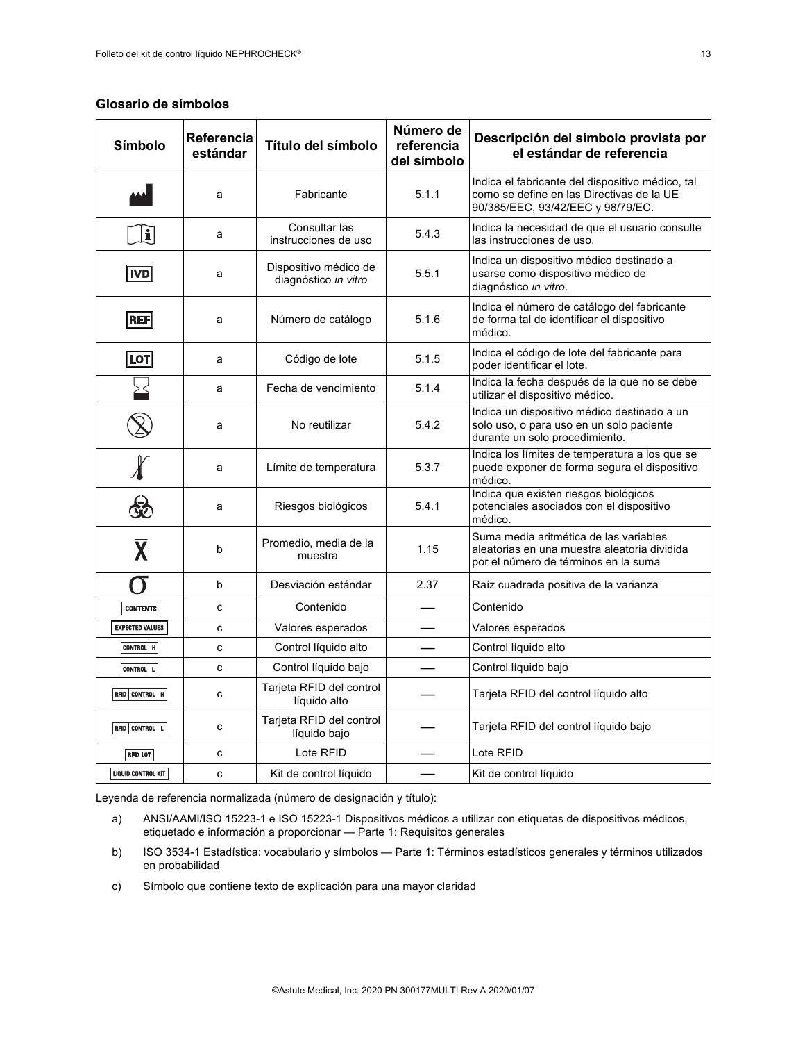### Glosario de símbolos

| Símbolo | Referencia estándar | Título del símbolo | Número de referencia del símbolo | Descripción del símbolo provista por el estándar de referencia |
|---|---|---|---|---|
| | a | Fabricante | 5.1.1 | Indica el fabricante del dispositivo médico, tal como se define en las Directivas de la UE 90/385/EEC, 93/42/EEC y 98/79/EC. |
| | a | Consultar las instrucciones de uso | 5.4.3 | Indica la necesidad de que el usuario consulte las instrucciones de uso. |
| IVD | a | Dispositivo médico de diagnóstico *in vitro* | 5.5.1 | Indica un dispositivo médico destinado a usarse como dispositivo médico de diagnóstico *in vitro*. |
| REF | a | Número de catálogo | 5.1.6 | Indica el número de catálogo del fabricante de forma tal de identificar el dispositivo médico. |
| LOT | a | Código de lote | 5.1.5 | Indica el código de lote del fabricante para poder identificar el lote. |
| | a | Fecha de vencimiento | 5.1.4 | Indica la fecha después de la que no se debe utilizar el dispositivo médico. |
| | a | No reutilizar | 5.4.2 | Indica un dispositivo médico destinado a un solo uso, o para uso en un solo paciente durante un solo procedimiento. |
| | a | Límite de temperatura | 5.3.7 | Indica los límites de temperatura a los que se puede exponer de forma segura el dispositivo médico. |
| | a | Riesgos biológicos | 5.4.1 | Indica que existen riesgos biológicos potenciales asociados con el dispositivo médico. |
| $\bar{X}$ | b | Promedio, media de la muestra | 1.15 | Suma media aritmética de las variables aleatorias en una muestra aleatoria dividida por el número de términos en la suma |
| $\sigma$ | b | Desviación estándar | 2.37 | Raíz cuadrada positiva de la varianza |
| CONTENTS | c | Contenido | — | Contenido |
| EXPECTED VALUES | c | Valores esperados | — | Valores esperados |
| CONTROL H | c | Control líquido alto | — | Control líquido alto |
| CONTROL L | c | Control líquido bajo | — | Control líquido bajo |
| RFID CONTROL H | c | Tarjeta RFID del control líquido alto | — | Tarjeta RFID del control líquido alto |
| RFID CONTROL L | c | Tarjeta RFID del control líquido bajo | — | Tarjeta RFID del control líquido bajo |
| RFID LOT | c | Lote RFID | — | Lote RFID |
| LIQUID CONTROL KIT | c | Kit de control líquido | — | Kit de control líquido |

Leyenda de referencia normalizada (número de designación y título):

a) ANSI/AAMI/ISO 15223-1 e ISO 15223-1 Dispositivos médicos a utilizar con etiquetas de dispositivos médicos, etiquetado e información a proporcionar — Parte 1: Requisitos generales

b) ISO 3534-1 Estadística: vocabulario y símbolos — Parte 1: Términos estadísticos generales y términos utilizados en probabilidad

c) Símbolo que contiene texto de explicación para una mayor claridad

©Astute Medical, Inc. 2020 PN 300177MULTI Rev A 2020/01/07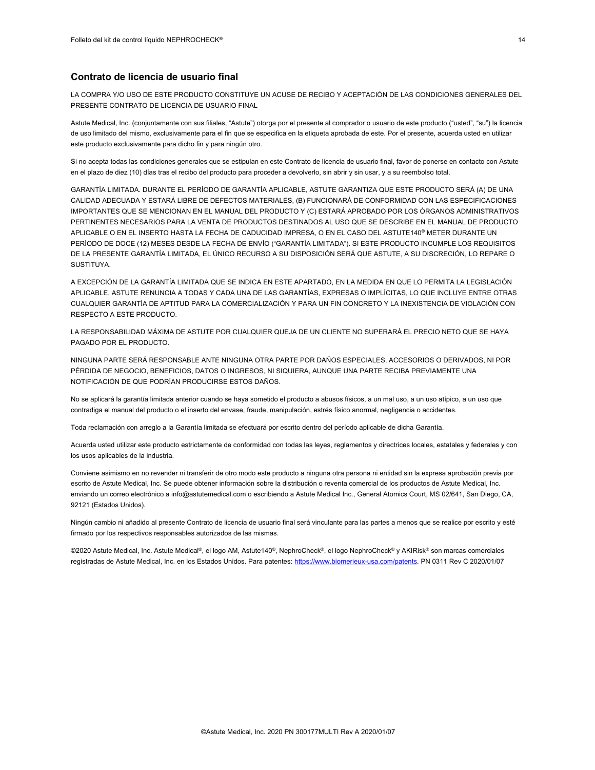## Contrato de licencia de usuario final

LA COMPRA Y/O USO DE ESTE PRODUCTO CONSTITUYE UN ACUSE DE RECIBO Y ACEPTACIÓN DE LAS CONDICIONES GENERALES DEL PRESENTE CONTRATO DE LICENCIA DE USUARIO FINAL

Astute Medical, Inc. (conjuntamente con sus filiales, "Astute") otorga por el presente al comprador o usuario de este producto ("usted", "su") la licencia de uso limitado del mismo, exclusivamente para el fin que se especifica en la etiqueta aprobada de este. Por el presente, acuerda usted en utilizar este producto exclusivamente para dicho fin y para ningún otro.

Si no acepta todas las condiciones generales que se estipulan en este Contrato de licencia de usuario final, favor de ponerse en contacto con Astute en el plazo de diez (10) días tras el recibo del producto para proceder a devolverlo, sin abrir y sin usar, y a su reembolso total.

GARANTÍA LIMITADA. DURANTE EL PERÍODO DE GARANTÍA APLICABLE, ASTUTE GARANTIZA QUE ESTE PRODUCTO SERÁ (A) DE UNA CALIDAD ADECUADA Y ESTARÁ LIBRE DE DEFECTOS MATERIALES, (B) FUNCIONARÁ DE CONFORMIDAD CON LAS ESPECIFICACIONES IMPORTANTES QUE SE MENCIONAN EN EL MANUAL DEL PRODUCTO Y (C) ESTARÁ APROBADO POR LOS ÓRGANOS ADMINISTRATIVOS PERTINENTES NECESARIOS PARA LA VENTA DE PRODUCTOS DESTINADOS AL USO QUE SE DESCRIBE EN EL MANUAL DE PRODUCTO APLICABLE O EN EL INSERTO HASTA LA FECHA DE CADUCIDAD IMPRESA, O EN EL CASO DEL ASTUTE140® METER DURANTE UN PERÍODO DE DOCE (12) MESES DESDE LA FECHA DE ENVÍO ("GARANTÍA LIMITADA"). SI ESTE PRODUCTO INCUMPLE LOS REQUISITOS DE LA PRESENTE GARANTÍA LIMITADA, EL ÚNICO RECURSO A SU DISPOSICIÓN SERÁ QUE ASTUTE, A SU DISCRECIÓN, LO REPARE O SUSTITUYA.

A EXCEPCIÓN DE LA GARANTÍA LIMITADA QUE SE INDICA EN ESTE APARTADO, EN LA MEDIDA EN QUE LO PERMITA LA LEGISLACIÓN APLICABLE, ASTUTE RENUNCIA A TODAS Y CADA UNA DE LAS GARANTÍAS, EXPRESAS O IMPLÍCITAS, LO QUE INCLUYE ENTRE OTRAS CUALQUIER GARANTÍA DE APTITUD PARA LA COMERCIALIZACIÓN Y PARA UN FIN CONCRETO Y LA INEXISTENCIA DE VIOLACIÓN CON RESPECTO A ESTE PRODUCTO.

LA RESPONSABILIDAD MÁXIMA DE ASTUTE POR CUALQUIER QUEJA DE UN CLIENTE NO SUPERARÁ EL PRECIO NETO QUE SE HAYA PAGADO POR EL PRODUCTO.

NINGUNA PARTE SERÁ RESPONSABLE ANTE NINGUNA OTRA PARTE POR DAÑOS ESPECIALES, ACCESORIOS O DERIVADOS, NI POR PÉRDIDA DE NEGOCIO, BENEFICIOS, DATOS O INGRESOS, NI SIQUIERA, AUNQUE UNA PARTE RECIBA PREVIAMENTE UNA NOTIFICACIÓN DE QUE PODRÍAN PRODUCIRSE ESTOS DAÑOS.

No se aplicará la garantía limitada anterior cuando se haya sometido el producto a abusos físicos, a un mal uso, a un uso atípico, a un uso que contradiga el manual del producto o el inserto del envase, fraude, manipulación, estrés físico anormal, negligencia o accidentes.

Toda reclamación con arreglo a la Garantía limitada se efectuará por escrito dentro del período aplicable de dicha Garantía.

Acuerda usted utilizar este producto estrictamente de conformidad con todas las leyes, reglamentos y directrices locales, estatales y federales y con los usos aplicables de la industria.

Conviene asimismo en no revender ni transferir de otro modo este producto a ninguna otra persona ni entidad sin la expresa aprobación previa por escrito de Astute Medical, Inc. Se puede obtener información sobre la distribución o reventa comercial de los productos de Astute Medical, Inc. enviando un correo electrónico a info@astutemedical.com o escribiendo a Astute Medical Inc., General Atomics Court, MS 02/641, San Diego, CA, 92121 (Estados Unidos).

Ningún cambio ni añadido al presente Contrato de licencia de usuario final será vinculante para las partes a menos que se realice por escrito y esté firmado por los respectivos responsables autorizados de las mismas.

©2020 Astute Medical, Inc. Astute Medical®, el logo AM, Astute140®, NephroCheck®, el logo NephroCheck® y AKIRisk® son marcas comerciales registradas de Astute Medical, Inc. en los Estados Unidos. Para patentes: https://www.biomerieux-usa.com/patents. PN 0311 Rev C 2020/01/07

©Astute Medical, Inc. 2020 PN 300177MULTI Rev A 2020/01/07